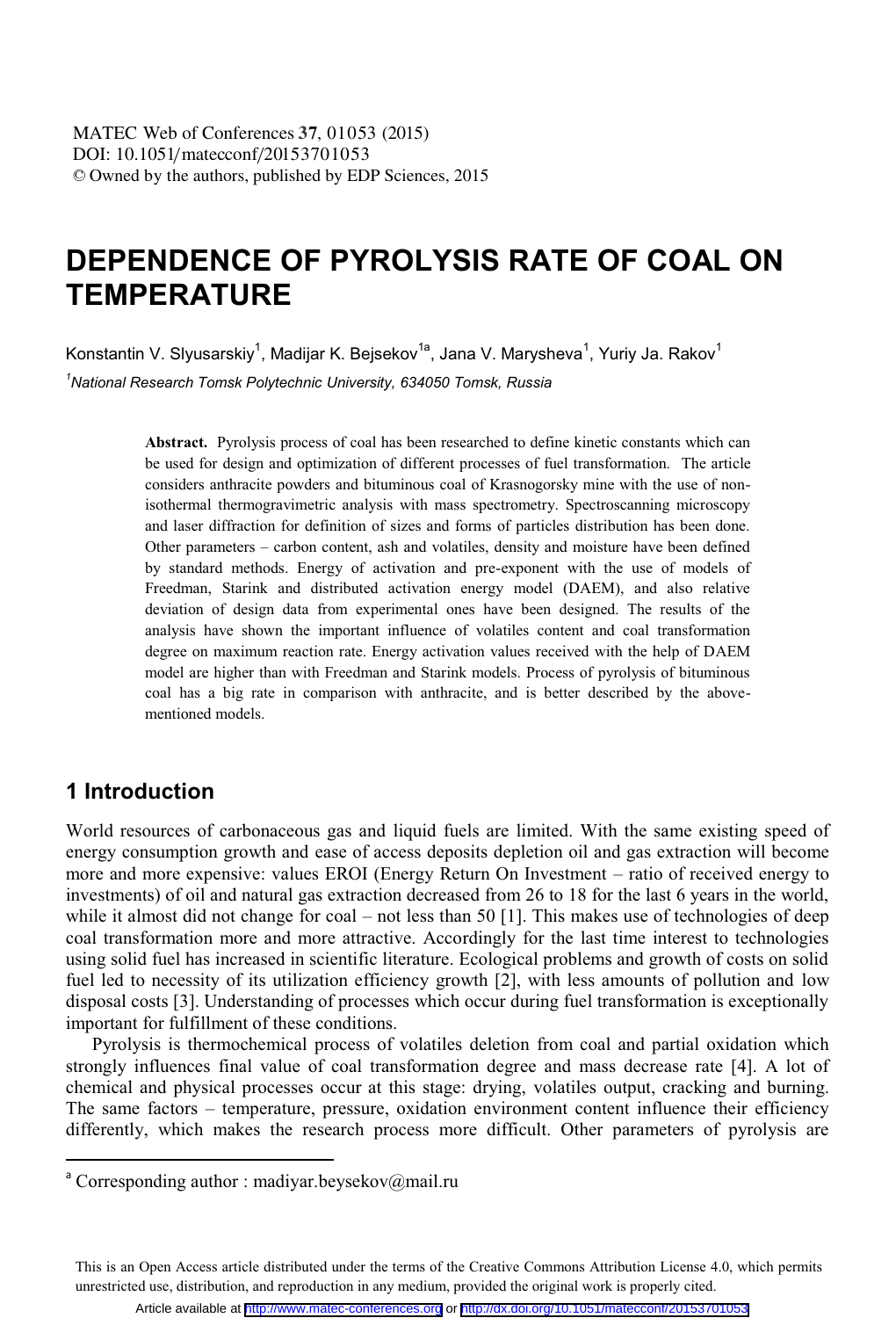# DEPENDENCE OF PYROLYSIS RATE OF COAL ON TEMPERATURE

Konstantin V. Slyusarskiy[1], Madijar K. Bejsekov[1a], Jana V. Marysheva[1], Yuriy Ja. Rakov[1]

[1]*National Research Tomsk Polytechnic University, 634050 Tomsk, Russia*

**Abstract.** Pyrolysis process of coal has been researched to define kinetic constants which can be used for design and optimization of different processes of fuel transformation. The article considers anthracite powders and bituminous coal of Krasnogorsky mine with the use of non-isothermal thermogravimetric analysis with mass spectrometry. Spectroscanning microscopy and laser diffraction for definition of sizes and forms of particles distribution has been done. Other parameters – carbon content, ash and volatiles, density and moisture have been defined by standard methods. Energy of activation and pre-exponent with the use of models of Freedman, Starink and distributed activation energy model (DAEM), and also relative deviation of design data from experimental ones have been designed. The results of the analysis have shown the important influence of volatiles content and coal transformation degree on maximum reaction rate. Energy activation values received with the help of DAEM model are higher than with Freedman and Starink models. Process of pyrolysis of bituminous coal has a big rate in comparison with anthracite, and is better described by the above-mentioned models.

## 1 Introduction

World resources of carbonaceous gas and liquid fuels are limited. With the same existing speed of energy consumption growth and ease of access deposits depletion oil and gas extraction will become more and more expensive: values EROI (Energy Return On Investment – ratio of received energy to investments) of oil and natural gas extraction decreased from 26 to 18 for the last 6 years in the world, while it almost did not change for coal – not less than 50 [1]. This makes use of technologies of deep coal transformation more and more attractive. Accordingly for the last time interest to technologies using solid fuel has increased in scientific literature. Ecological problems and growth of costs on solid fuel led to necessity of its utilization efficiency growth [2], with less amounts of pollution and low disposal costs [3]. Understanding of processes which occur during fuel transformation is exceptionally important for fulfillment of these conditions.

Pyrolysis is thermochemical process of volatiles deletion from coal and partial oxidation which strongly influences final value of coal transformation degree and mass decrease rate [4]. A lot of chemical and physical processes occur at this stage: drying, volatiles output, cracking and burning. The same factors – temperature, pressure, oxidation environment content influence their efficiency differently, which makes the research process more difficult. Other parameters of pyrolysis are

[a] Corresponding author : madiyar.beysekov@mail.ru

This is an Open Access article distributed under the terms of the Creative Commons Attribution License 4.0, which permits unrestricted use, distribution, and reproduction in any medium, provided the original work is properly cited.

Article available at http://www.matec-conferences.org or http://dx.doi.org/10.1051/matecconf/20153701053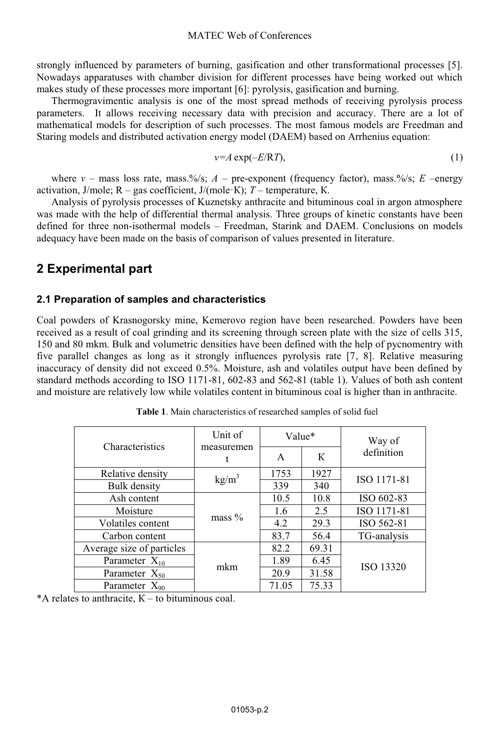strongly influenced by parameters of burning, gasification and other transformational processes [5]. Nowadays apparatuses with chamber division for different processes have being worked out which makes study of these processes more important [6]: pyrolysis, gasification and burning.

Thermogravimentic analysis is one of the most spread methods of receiving pyrolysis process parameters. It allows receiving necessary data with precision and accuracy. There are a lot of mathematical models for description of such processes. The most famous models are Freedman and Staring models and distributed activation energy model (DAEM) based on Arrhenius equation:

$$v = A \exp(-E/RT), \tag{1}$$

where $v$ – mass loss rate, mass.%/s; $A$ – pre-exponent (frequency factor), mass.%/s; $E$ –energy activation, J/mole; R – gas coefficient, J/(mole·K); $T$ – temperature, K.

Analysis of pyrolysis processes of Kuznetsky anthracite and bituminous coal in argon atmosphere was made with the help of differential thermal analysis. Three groups of kinetic constants have been defined for three non-isothermal models – Freedman, Starink and DAEM. Conclusions on models adequacy have been made on the basis of comparison of values presented in literature.

## 2 Experimental part

### 2.1 Preparation of samples and characteristics

Coal powders of Krasnogorsky mine, Kemerovo region have been researched. Powders have been received as a result of coal grinding and its screening through screen plate with the size of cells 315, 150 and 80 mkm. Bulk and volumetric densities have been defined with the help of pycnomentry with five parallel changes as long as it strongly influences pyrolysis rate [7, 8]. Relative measuring inaccuracy of density did not exceed 0.5%. Moisture, ash and volatiles output have been defined by standard methods according to ISO 1171-81, 602-83 and 562-81 (table 1). Values of both ash content and moisture are relatively low while volatiles content in bituminous coal is higher than in anthracite.

**Table 1**. Main characteristics of researched samples of solid fuel

| Characteristics | Unit of measurement | Value* | | Way of definition |
|---|---|---|---|---|
| | | A | K | |
| Relative density | kg/m$^3$ | 1753 | 1927 | ISO 1171-81 |
| Bulk density | | 339 | 340 | |
| Ash content | mass % | 10.5 | 10.8 | ISO 602-83 |
| Moisture | | 1.6 | 2.5 | ISO 1171-81 |
| Volatiles content | | 4.2 | 29.3 | ISO 562-81 |
| Carbon content | | 83.7 | 56.4 | TG-analysis |
| Average size of particles | mkm | 82.2 | 69.31 | ISO 13320 |
| Parameter $X_{10}$ | | 1.89 | 6.45 | |
| Parameter $X_{50}$ | | 20.9 | 31.58 | |
| Parameter $X_{90}$ | | 71.05 | 75.33 | |

*A relates to anthracite, K – to bituminous coal.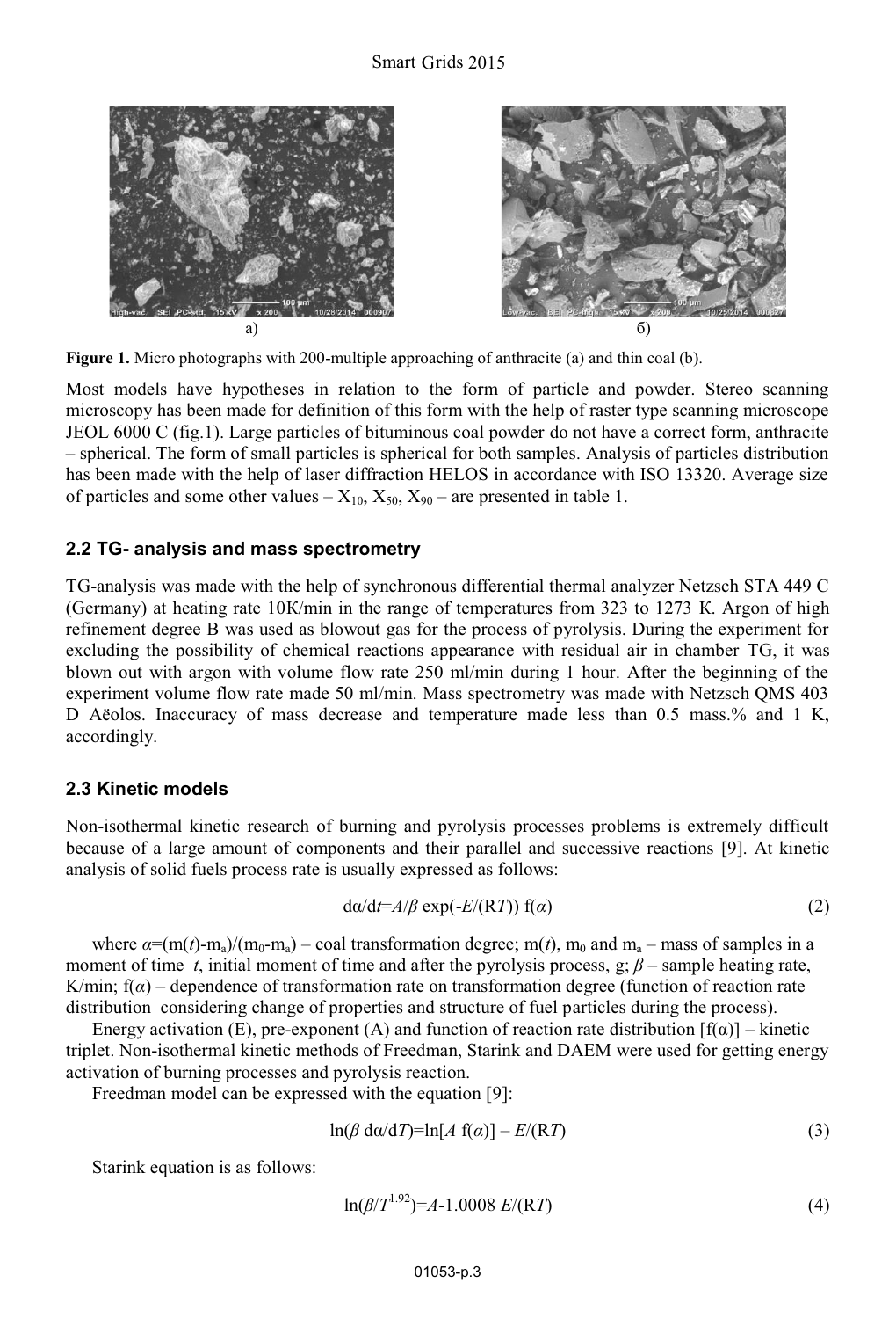а) б)

**Figure 1.** Micro photographs with 200-multiple approaching of anthracite (a) and thin coal (b).

Most models have hypotheses in relation to the form of particle and powder. Stereo scanning microscopy has been made for definition of this form with the help of raster type scanning microscope JEOL 6000 C (fig.1). Large particles of bituminous coal powder do not have a correct form, anthracite – spherical. The form of small particles is spherical for both samples. Analysis of particles distribution has been made with the help of laser diffraction HELOS in accordance with ISO 13320. Average size of particles and some other values – $X_{10}$, $X_{50}$, $X_{90}$ – are presented in table 1.

### 2.2 TG- analysis and mass spectrometry

TG-analysis was made with the help of synchronous differential thermal analyzer Netzsch STA 449 C (Germany) at heating rate 10K/min in the range of temperatures from 323 to 1273 K. Argon of high refinement degree B was used as blowout gas for the process of pyrolysis. During the experiment for excluding the possibility of chemical reactions appearance with residual air in chamber TG, it was blown out with argon with volume flow rate 250 ml/min during 1 hour. After the beginning of the experiment volume flow rate made 50 ml/min. Mass spectrometry was made with Netzsch QMS 403 D Aëolos. Inaccuracy of mass decrease and temperature made less than 0.5 mass.% and 1 K, accordingly.

### 2.3 Kinetic models

Non-isothermal kinetic research of burning and pyrolysis processes problems is extremely difficult because of a large amount of components and their parallel and successive reactions [9]. At kinetic analysis of solid fuels process rate is usually expressed as follows:

$$d\alpha/dt = A/\beta \exp(-E/(RT)) f(\alpha) \qquad (2)$$

where $\alpha=(m(t)-m_a)/(m_0-m_a)$ – coal transformation degree; $m(t)$, $m_0$ and $m_a$ – mass of samples in a moment of time $t$, initial moment of time and after the pyrolysis process, g; $\beta$ – sample heating rate, K/min; $f(\alpha)$ – dependence of transformation rate on transformation degree (function of reaction rate distribution considering change of properties and structure of fuel particles during the process).

Energy activation (E), pre-exponent (A) and function of reaction rate distribution [f(α)] – kinetic triplet. Non-isothermal kinetic methods of Freedman, Starink and DAEM were used for getting energy activation of burning processes and pyrolysis reaction.

Freedman model can be expressed with the equation [9]:

$$\ln(\beta\, d\alpha/dT) = \ln[A\, f(\alpha)] - E/(RT) \qquad (3)$$

Starink equation is as follows:

$$\ln(\beta/T^{1.92}) = A - 1.0008\, E/(RT) \qquad (4)$$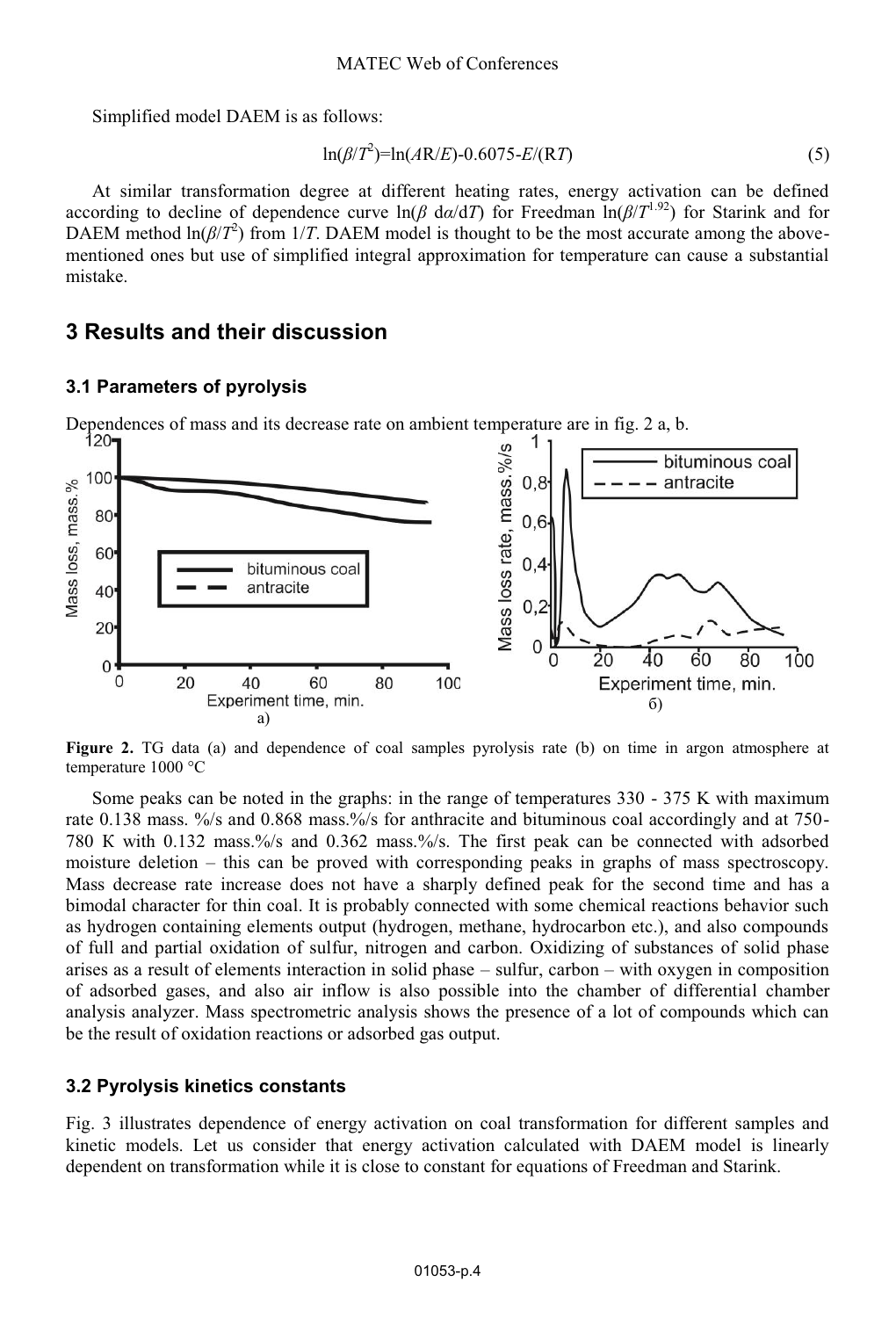Simplified model DAEM is as follows:

$$\ln(\beta/T^2)=\ln(AR/E)-0.6075-E/(RT) \tag{5}$$

At similar transformation degree at different heating rates, energy activation can be defined according to decline of dependence curve $\ln(\beta\ d\alpha/dT)$ for Freedman $\ln(\beta/T^{1.92})$ for Starink and for DAEM method $\ln(\beta/T^2)$ from $1/T$. DAEM model is thought to be the most accurate among the above-mentioned ones but use of simplified integral approximation for temperature can cause a substantial mistake.

## 3 Results and their discussion

### 3.1 Parameters of pyrolysis

Dependences of mass and its decrease rate on ambient temperature are in fig. 2 a, b.

Mass loss, mass.%
120
100
80
60
40
20
0
0 20 40 60 80 100
Experiment time, min.
bituminous coal
antracite
a)

Mass loss rate, mass.%/s
1
0,8
0,6
0,4
0,2
0
0 20 40 60 80 100
Experiment time, min.
bituminous coal
antracite
б)

**Figure 2.** TG data (a) and dependence of coal samples pyrolysis rate (b) on time in argon atmosphere at temperature 1000 °C

Some peaks can be noted in the graphs: in the range of temperatures 330 - 375 K with maximum rate 0.138 mass. %/s and 0.868 mass.%/s for anthracite and bituminous coal accordingly and at 750-780 K with 0.132 mass.%/s and 0.362 mass.%/s. The first peak can be connected with adsorbed moisture deletion – this can be proved with corresponding peaks in graphs of mass spectroscopy. Mass decrease rate increase does not have a sharply defined peak for the second time and has a bimodal character for thin coal. It is probably connected with some chemical reactions behavior such as hydrogen containing elements output (hydrogen, methane, hydrocarbon etc.), and also compounds of full and partial oxidation of sulfur, nitrogen and carbon. Oxidizing of substances of solid phase arises as a result of elements interaction in solid phase – sulfur, carbon – with oxygen in composition of adsorbed gases, and also air inflow is also possible into the chamber of differential chamber analysis analyzer. Mass spectrometric analysis shows the presence of a lot of compounds which can be the result of oxidation reactions or adsorbed gas output.

### 3.2 Pyrolysis kinetics constants

Fig. 3 illustrates dependence of energy activation on coal transformation for different samples and kinetic models. Let us consider that energy activation calculated with DAEM model is linearly dependent on transformation while it is close to constant for equations of Freedman and Starink.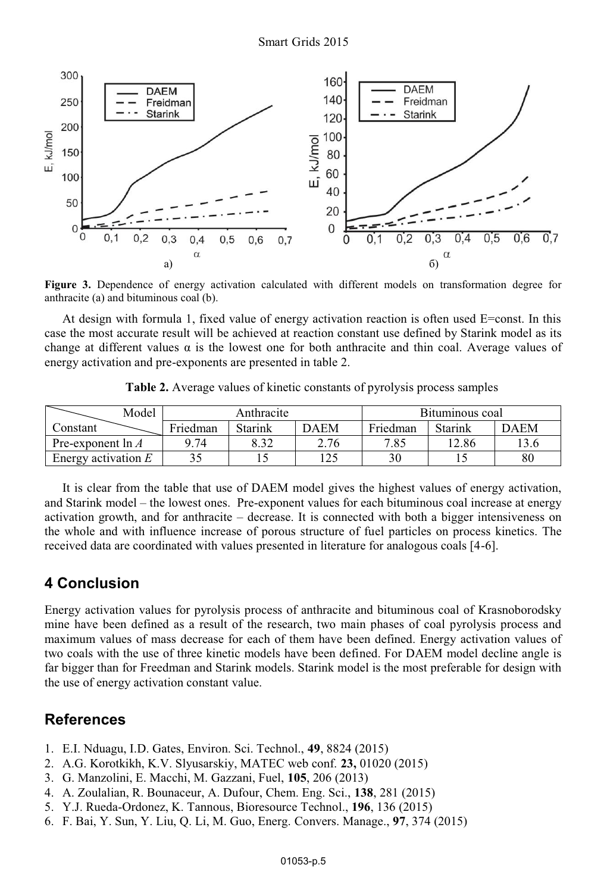a)

E, kJ/mol

300
250
200
150
100
50
0

DAEM
Freidman
Starink

0 0,1 0,2 0,3 0,4 0,5 0,6 0,7

α

б)

E, kJ/mol

160
140
120
100
80
60
40
20
0

DAEM
Freidman
Starink

0 0,1 0,2 0,3 0,4 0,5 0,6 0,7

α

**Figure 3.** Dependence of energy activation calculated with different models on transformation degree for anthracite (a) and bituminous coal (b).

At design with formula 1, fixed value of energy activation reaction is often used E=const. In this case the most accurate result will be achieved at reaction constant use defined by Starink model as its change at different values α is the lowest one for both anthracite and thin coal. Average values of energy activation and pre-exponents are presented in table 2.

**Table 2.** Average values of kinetic constants of pyrolysis process samples

| Model / Constant | Anthracite | | | Bituminous coal | | |
|---|---|---|---|---|---|---|
| | Friedman | Starink | DAEM | Friedman | Starink | DAEM |
| Pre-exponent ln $A$ | 9.74 | 8.32 | 2.76 | 7.85 | 12.86 | 13.6 |
| Energy activation $E$ | 35 | 15 | 125 | 30 | 15 | 80 |

It is clear from the table that use of DAEM model gives the highest values of energy activation, and Starink model – the lowest ones. Pre-exponent values for each bituminous coal increase at energy activation growth, and for anthracite – decrease. It is connected with both a bigger intensiveness on the whole and with influence increase of porous structure of fuel particles on process kinetics. The received data are coordinated with values presented in literature for analogous coals [4-6].

## 4 Conclusion

Energy activation values for pyrolysis process of anthracite and bituminous coal of Krasnoborodsky mine have been defined as a result of the research, two main phases of coal pyrolysis process and maximum values of mass decrease for each of them have been defined. Energy activation values of two coals with the use of three kinetic models have been defined. For DAEM model decline angle is far bigger than for Freedman and Starink models. Starink model is the most preferable for design with the use of energy activation constant value.

## References

1. E.I. Nduagu, I.D. Gates, Environ. Sci. Technol., **49**, 8824 (2015)
2. A.G. Korotkikh, K.V. Slyusarskiy, MATEC web conf. **23,** 01020 (2015)
3. G. Manzolini, E. Macchi, M. Gazzani, Fuel, **105**, 206 (2013)
4. A. Zoulalian, R. Bounaceur, A. Dufour, Chem. Eng. Sci., **138**, 281 (2015)
5. Y.J. Rueda-Ordonez, K. Tannous, Bioresource Technol., **196**, 136 (2015)
6. F. Bai, Y. Sun, Y. Liu, Q. Li, M. Guo, Energ. Convers. Manage., **97**, 374 (2015)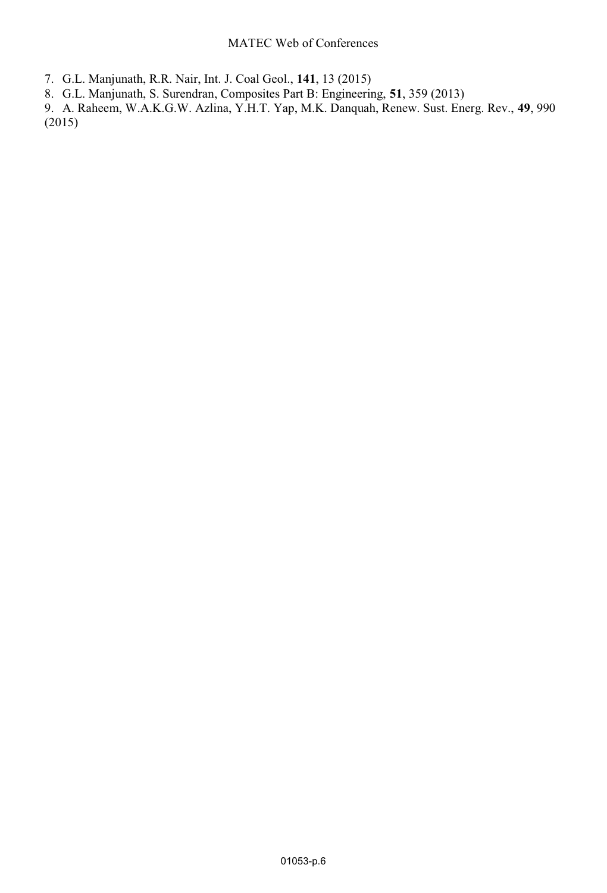7. G.L. Manjunath, R.R. Nair, Int. J. Coal Geol., **141**, 13 (2015)
8. G.L. Manjunath, S. Surendran, Composites Part B: Engineering, **51**, 359 (2013)
9. A. Raheem, W.A.K.G.W. Azlina, Y.H.T. Yap, M.K. Danquah, Renew. Sust. Energ. Rev., **49**, 990 (2015)